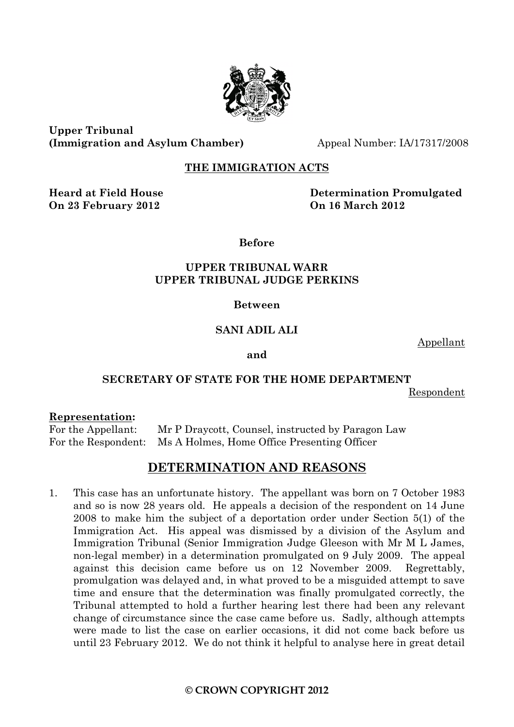**Upper Tribunal**
**(Immigration and Asylum Chamber)** Appeal Number: IA/17317/2008

**THE IMMIGRATION ACTS**

**Heard at Field House**
**On 23 February 2012**

**Determination Promulgated**
**On 16 March 2012**

**Before**

**UPPER TRIBUNAL WARR**
**UPPER TRIBUNAL JUDGE PERKINS**

**Between**

**SANI ADIL ALI**

Appellant

**and**

**SECRETARY OF STATE FOR THE HOME DEPARTMENT**

Respondent

**Representation:**

For the Appellant: Mr P Draycott, Counsel, instructed by Paragon Law
For the Respondent: Ms A Holmes, Home Office Presenting Officer

# DETERMINATION AND REASONS

1. This case has an unfortunate history. The appellant was born on 7 October 1983 and so is now 28 years old. He appeals a decision of the respondent on 14 June 2008 to make him the subject of a deportation order under Section 5(1) of the Immigration Act. His appeal was dismissed by a division of the Asylum and Immigration Tribunal (Senior Immigration Judge Gleeson with Mr M L James, non-legal member) in a determination promulgated on 9 July 2009. The appeal against this decision came before us on 12 November 2009. Regrettably, promulgation was delayed and, in what proved to be a misguided attempt to save time and ensure that the determination was finally promulgated correctly, the Tribunal attempted to hold a further hearing lest there had been any relevant change of circumstance since the case came before us. Sadly, although attempts were made to list the case on earlier occasions, it did not come back before us until 23 February 2012. We do not think it helpful to analyse here in great detail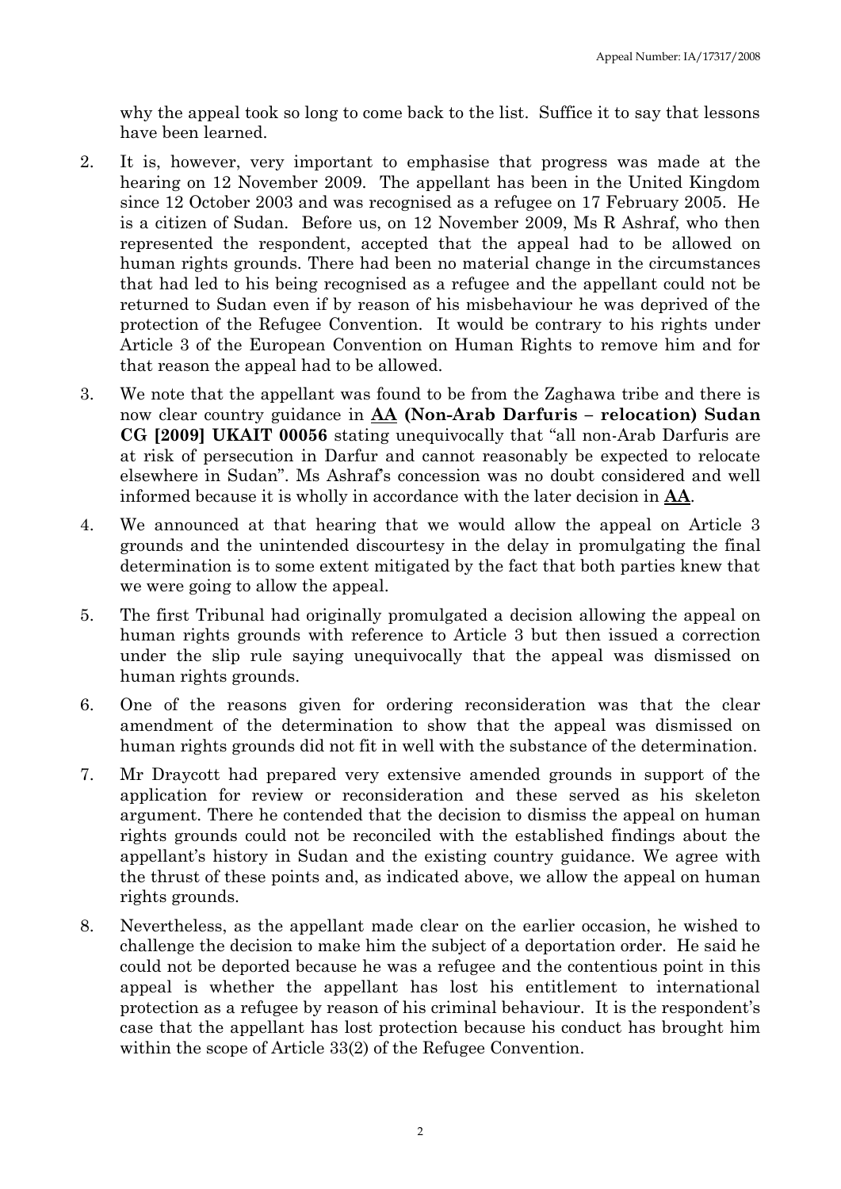why the appeal took so long to come back to the list. Suffice it to say that lessons have been learned.

2. It is, however, very important to emphasise that progress was made at the hearing on 12 November 2009. The appellant has been in the United Kingdom since 12 October 2003 and was recognised as a refugee on 17 February 2005. He is a citizen of Sudan. Before us, on 12 November 2009, Ms R Ashraf, who then represented the respondent, accepted that the appeal had to be allowed on human rights grounds. There had been no material change in the circumstances that had led to his being recognised as a refugee and the appellant could not be returned to Sudan even if by reason of his misbehaviour he was deprived of the protection of the Refugee Convention. It would be contrary to his rights under Article 3 of the European Convention on Human Rights to remove him and for that reason the appeal had to be allowed.

3. We note that the appellant was found to be from the Zaghawa tribe and there is now clear country guidance in **AA (Non-Arab Darfuris – relocation) Sudan CG [2009] UKAIT 00056** stating unequivocally that "all non-Arab Darfuris are at risk of persecution in Darfur and cannot reasonably be expected to relocate elsewhere in Sudan". Ms Ashraf's concession was no doubt considered and well informed because it is wholly in accordance with the later decision in **AA**.

4. We announced at that hearing that we would allow the appeal on Article 3 grounds and the unintended discourtesy in the delay in promulgating the final determination is to some extent mitigated by the fact that both parties knew that we were going to allow the appeal.

5. The first Tribunal had originally promulgated a decision allowing the appeal on human rights grounds with reference to Article 3 but then issued a correction under the slip rule saying unequivocally that the appeal was dismissed on human rights grounds.

6. One of the reasons given for ordering reconsideration was that the clear amendment of the determination to show that the appeal was dismissed on human rights grounds did not fit in well with the substance of the determination.

7. Mr Draycott had prepared very extensive amended grounds in support of the application for review or reconsideration and these served as his skeleton argument. There he contended that the decision to dismiss the appeal on human rights grounds could not be reconciled with the established findings about the appellant's history in Sudan and the existing country guidance. We agree with the thrust of these points and, as indicated above, we allow the appeal on human rights grounds.

8. Nevertheless, as the appellant made clear on the earlier occasion, he wished to challenge the decision to make him the subject of a deportation order. He said he could not be deported because he was a refugee and the contentious point in this appeal is whether the appellant has lost his entitlement to international protection as a refugee by reason of his criminal behaviour. It is the respondent's case that the appellant has lost protection because his conduct has brought him within the scope of Article 33(2) of the Refugee Convention.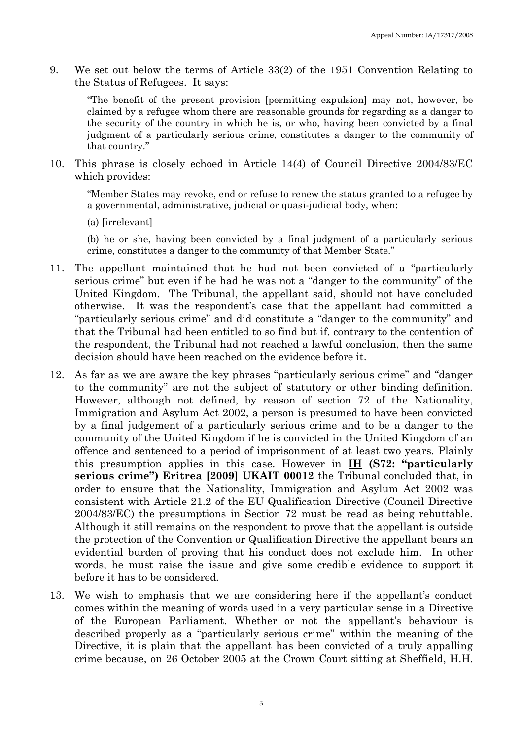9. We set out below the terms of Article 33(2) of the 1951 Convention Relating to the Status of Refugees. It says:

   "The benefit of the present provision [permitting expulsion] may not, however, be claimed by a refugee whom there are reasonable grounds for regarding as a danger to the security of the country in which he is, or who, having been convicted by a final judgment of a particularly serious crime, constitutes a danger to the community of that country."

10. This phrase is closely echoed in Article 14(4) of Council Directive 2004/83/EC which provides:

    "Member States may revoke, end or refuse to renew the status granted to a refugee by a governmental, administrative, judicial or quasi-judicial body, when:

    (a) [irrelevant]

    (b) he or she, having been convicted by a final judgment of a particularly serious crime, constitutes a danger to the community of that Member State."

11. The appellant maintained that he had not been convicted of a "particularly serious crime" but even if he had he was not a "danger to the community" of the United Kingdom. The Tribunal, the appellant said, should not have concluded otherwise. It was the respondent's case that the appellant had committed a "particularly serious crime" and did constitute a "danger to the community" and that the Tribunal had been entitled to so find but if, contrary to the contention of the respondent, the Tribunal had not reached a lawful conclusion, then the same decision should have been reached on the evidence before it.

12. As far as we are aware the key phrases "particularly serious crime" and "danger to the community" are not the subject of statutory or other binding definition. However, although not defined, by reason of section 72 of the Nationality, Immigration and Asylum Act 2002, a person is presumed to have been convicted by a final judgement of a particularly serious crime and to be a danger to the community of the United Kingdom if he is convicted in the United Kingdom of an offence and sentenced to a period of imprisonment of at least two years. Plainly this presumption applies in this case. However in **IH (S72: "particularly serious crime") Eritrea [2009] UKAIT 00012** the Tribunal concluded that, in order to ensure that the Nationality, Immigration and Asylum Act 2002 was consistent with Article 21.2 of the EU Qualification Directive (Council Directive 2004/83/EC) the presumptions in Section 72 must be read as being rebuttable. Although it still remains on the respondent to prove that the appellant is outside the protection of the Convention or Qualification Directive the appellant bears an evidential burden of proving that his conduct does not exclude him. In other words, he must raise the issue and give some credible evidence to support it before it has to be considered.

13. We wish to emphasis that we are considering here if the appellant's conduct comes within the meaning of words used in a very particular sense in a Directive of the European Parliament. Whether or not the appellant's behaviour is described properly as a "particularly serious crime" within the meaning of the Directive, it is plain that the appellant has been convicted of a truly appalling crime because, on 26 October 2005 at the Crown Court sitting at Sheffield, H.H.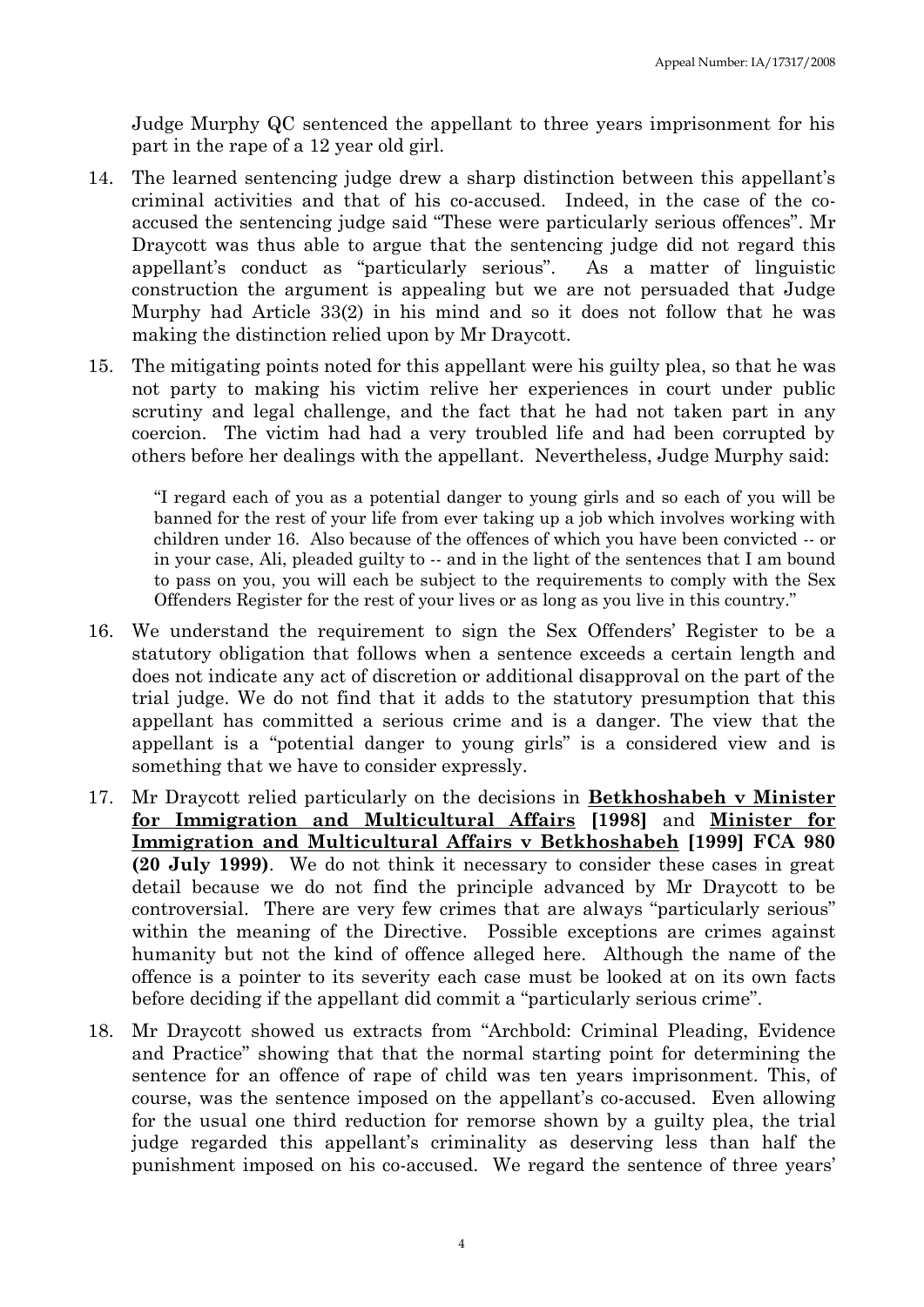Judge Murphy QC sentenced the appellant to three years imprisonment for his part in the rape of a 12 year old girl.

14. The learned sentencing judge drew a sharp distinction between this appellant's criminal activities and that of his co-accused. Indeed, in the case of the co-accused the sentencing judge said "These were particularly serious offences". Mr Draycott was thus able to argue that the sentencing judge did not regard this appellant's conduct as "particularly serious". As a matter of linguistic construction the argument is appealing but we are not persuaded that Judge Murphy had Article 33(2) in his mind and so it does not follow that he was making the distinction relied upon by Mr Draycott.

15. The mitigating points noted for this appellant were his guilty plea, so that he was not party to making his victim relive her experiences in court under public scrutiny and legal challenge, and the fact that he had not taken part in any coercion. The victim had had a very troubled life and had been corrupted by others before her dealings with the appellant. Nevertheless, Judge Murphy said:

> "I regard each of you as a potential danger to young girls and so each of you will be banned for the rest of your life from ever taking up a job which involves working with children under 16. Also because of the offences of which you have been convicted -- or in your case, Ali, pleaded guilty to -- and in the light of the sentences that I am bound to pass on you, you will each be subject to the requirements to comply with the Sex Offenders Register for the rest of your lives or as long as you live in this country."

16. We understand the requirement to sign the Sex Offenders' Register to be a statutory obligation that follows when a sentence exceeds a certain length and does not indicate any act of discretion or additional disapproval on the part of the trial judge. We do not find that it adds to the statutory presumption that this appellant has committed a serious crime and is a danger. The view that the appellant is a "potential danger to young girls" is a considered view and is something that we have to consider expressly.

17. Mr Draycott relied particularly on the decisions in **Betkhoshabeh v Minister for Immigration and Multicultural Affairs [1998]** and **Minister for Immigration and Multicultural Affairs v Betkhoshabeh [1999] FCA 980 (20 July 1999)**. We do not think it necessary to consider these cases in great detail because we do not find the principle advanced by Mr Draycott to be controversial. There are very few crimes that are always "particularly serious" within the meaning of the Directive. Possible exceptions are crimes against humanity but not the kind of offence alleged here. Although the name of the offence is a pointer to its severity each case must be looked at on its own facts before deciding if the appellant did commit a "particularly serious crime".

18. Mr Draycott showed us extracts from "Archbold: Criminal Pleading, Evidence and Practice" showing that that the normal starting point for determining the sentence for an offence of rape of child was ten years imprisonment. This, of course, was the sentence imposed on the appellant's co-accused. Even allowing for the usual one third reduction for remorse shown by a guilty plea, the trial judge regarded this appellant's criminality as deserving less than half the punishment imposed on his co-accused. We regard the sentence of three years'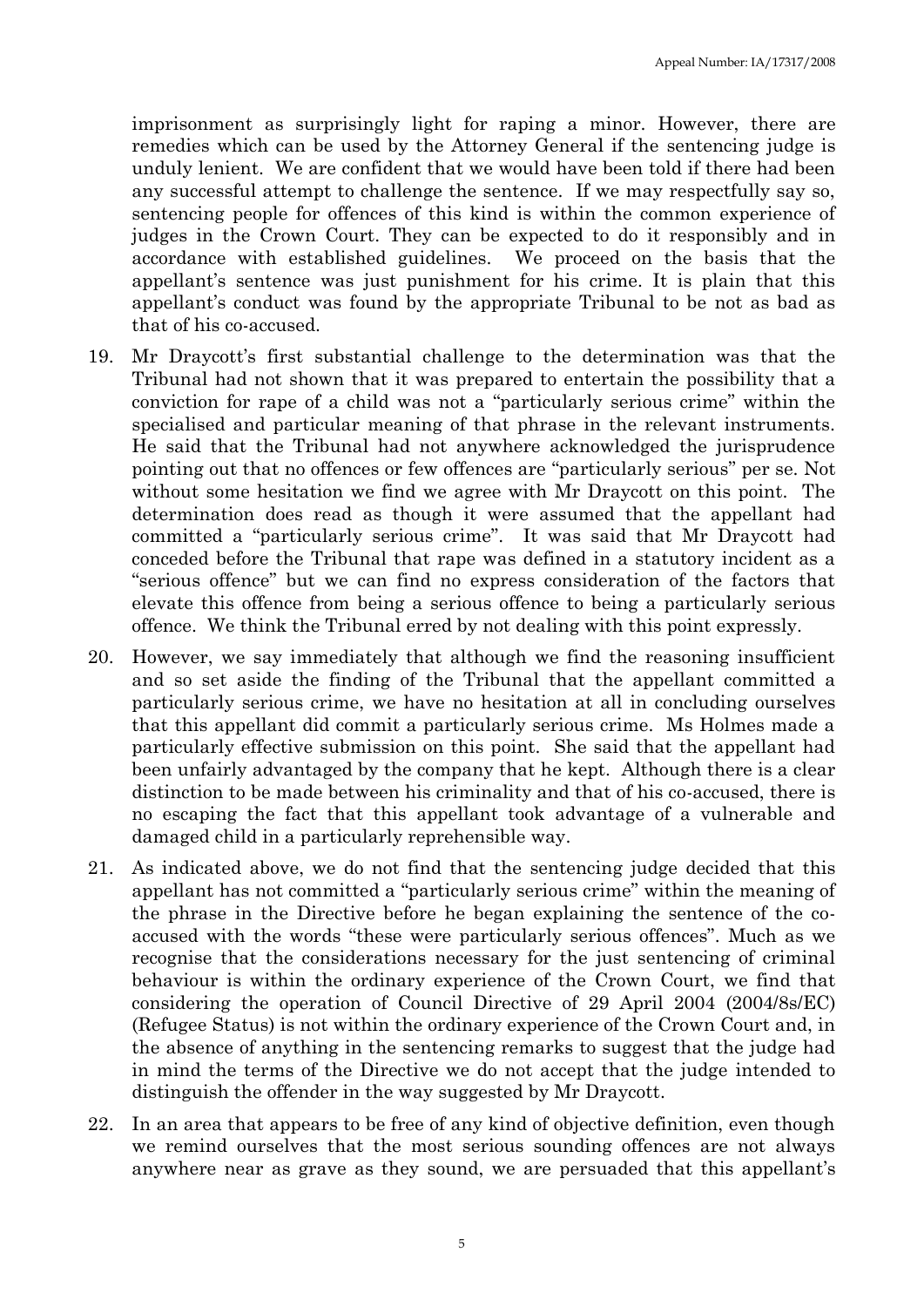imprisonment as surprisingly light for raping a minor. However, there are remedies which can be used by the Attorney General if the sentencing judge is unduly lenient. We are confident that we would have been told if there had been any successful attempt to challenge the sentence. If we may respectfully say so, sentencing people for offences of this kind is within the common experience of judges in the Crown Court. They can be expected to do it responsibly and in accordance with established guidelines. We proceed on the basis that the appellant's sentence was just punishment for his crime. It is plain that this appellant's conduct was found by the appropriate Tribunal to be not as bad as that of his co-accused.

19. Mr Draycott's first substantial challenge to the determination was that the Tribunal had not shown that it was prepared to entertain the possibility that a conviction for rape of a child was not a "particularly serious crime" within the specialised and particular meaning of that phrase in the relevant instruments. He said that the Tribunal had not anywhere acknowledged the jurisprudence pointing out that no offences or few offences are "particularly serious" per se. Not without some hesitation we find we agree with Mr Draycott on this point. The determination does read as though it were assumed that the appellant had committed a "particularly serious crime". It was said that Mr Draycott had conceded before the Tribunal that rape was defined in a statutory incident as a "serious offence" but we can find no express consideration of the factors that elevate this offence from being a serious offence to being a particularly serious offence. We think the Tribunal erred by not dealing with this point expressly.

20. However, we say immediately that although we find the reasoning insufficient and so set aside the finding of the Tribunal that the appellant committed a particularly serious crime, we have no hesitation at all in concluding ourselves that this appellant did commit a particularly serious crime. Ms Holmes made a particularly effective submission on this point. She said that the appellant had been unfairly advantaged by the company that he kept. Although there is a clear distinction to be made between his criminality and that of his co-accused, there is no escaping the fact that this appellant took advantage of a vulnerable and damaged child in a particularly reprehensible way.

21. As indicated above, we do not find that the sentencing judge decided that this appellant has not committed a "particularly serious crime" within the meaning of the phrase in the Directive before he began explaining the sentence of the co-accused with the words "these were particularly serious offences". Much as we recognise that the considerations necessary for the just sentencing of criminal behaviour is within the ordinary experience of the Crown Court, we find that considering the operation of Council Directive of 29 April 2004 (2004/8s/EC) (Refugee Status) is not within the ordinary experience of the Crown Court and, in the absence of anything in the sentencing remarks to suggest that the judge had in mind the terms of the Directive we do not accept that the judge intended to distinguish the offender in the way suggested by Mr Draycott.

22. In an area that appears to be free of any kind of objective definition, even though we remind ourselves that the most serious sounding offences are not always anywhere near as grave as they sound, we are persuaded that this appellant's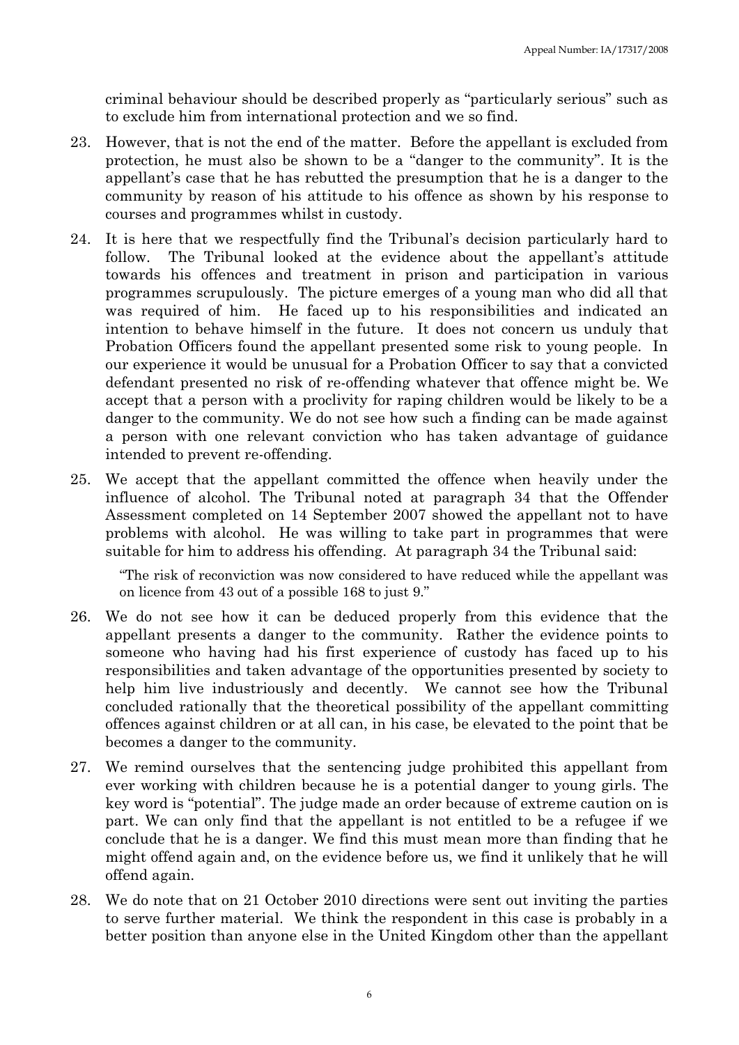criminal behaviour should be described properly as "particularly serious" such as to exclude him from international protection and we so find.

23. However, that is not the end of the matter. Before the appellant is excluded from protection, he must also be shown to be a "danger to the community". It is the appellant's case that he has rebutted the presumption that he is a danger to the community by reason of his attitude to his offence as shown by his response to courses and programmes whilst in custody.

24. It is here that we respectfully find the Tribunal's decision particularly hard to follow. The Tribunal looked at the evidence about the appellant's attitude towards his offences and treatment in prison and participation in various programmes scrupulously. The picture emerges of a young man who did all that was required of him. He faced up to his responsibilities and indicated an intention to behave himself in the future. It does not concern us unduly that Probation Officers found the appellant presented some risk to young people. In our experience it would be unusual for a Probation Officer to say that a convicted defendant presented no risk of re-offending whatever that offence might be. We accept that a person with a proclivity for raping children would be likely to be a danger to the community. We do not see how such a finding can be made against a person with one relevant conviction who has taken advantage of guidance intended to prevent re-offending.

25. We accept that the appellant committed the offence when heavily under the influence of alcohol. The Tribunal noted at paragraph 34 that the Offender Assessment completed on 14 September 2007 showed the appellant not to have problems with alcohol. He was willing to take part in programmes that were suitable for him to address his offending. At paragraph 34 the Tribunal said:

    "The risk of reconviction was now considered to have reduced while the appellant was on licence from 43 out of a possible 168 to just 9."

26. We do not see how it can be deduced properly from this evidence that the appellant presents a danger to the community. Rather the evidence points to someone who having had his first experience of custody has faced up to his responsibilities and taken advantage of the opportunities presented by society to help him live industriously and decently. We cannot see how the Tribunal concluded rationally that the theoretical possibility of the appellant committing offences against children or at all can, in his case, be elevated to the point that be becomes a danger to the community.

27. We remind ourselves that the sentencing judge prohibited this appellant from ever working with children because he is a potential danger to young girls. The key word is "potential". The judge made an order because of extreme caution on is part. We can only find that the appellant is not entitled to be a refugee if we conclude that he is a danger. We find this must mean more than finding that he might offend again and, on the evidence before us, we find it unlikely that he will offend again.

28. We do note that on 21 October 2010 directions were sent out inviting the parties to serve further material. We think the respondent in this case is probably in a better position than anyone else in the United Kingdom other than the appellant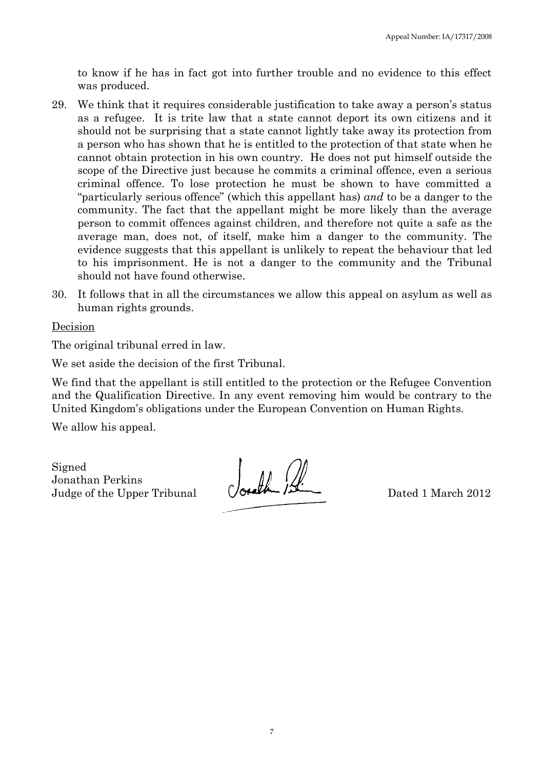to know if he has in fact got into further trouble and no evidence to this effect was produced.

29. We think that it requires considerable justification to take away a person's status as a refugee. It is trite law that a state cannot deport its own citizens and it should not be surprising that a state cannot lightly take away its protection from a person who has shown that he is entitled to the protection of that state when he cannot obtain protection in his own country. He does not put himself outside the scope of the Directive just because he commits a criminal offence, even a serious criminal offence. To lose protection he must be shown to have committed a "particularly serious offence" (which this appellant has) *and* to be a danger to the community. The fact that the appellant might be more likely than the average person to commit offences against children, and therefore not quite a safe as the average man, does not, of itself, make him a danger to the community. The evidence suggests that this appellant is unlikely to repeat the behaviour that led to his imprisonment. He is not a danger to the community and the Tribunal should not have found otherwise.

30. It follows that in all the circumstances we allow this appeal on asylum as well as human rights grounds.

Decision

The original tribunal erred in law.

We set aside the decision of the first Tribunal.

We find that the appellant is still entitled to the protection or the Refugee Convention and the Qualification Directive. In any event removing him would be contrary to the United Kingdom's obligations under the European Convention on Human Rights.

We allow his appeal.

Signed
Jonathan Perkins
Judge of the Upper Tribunal

Dated 1 March 2012